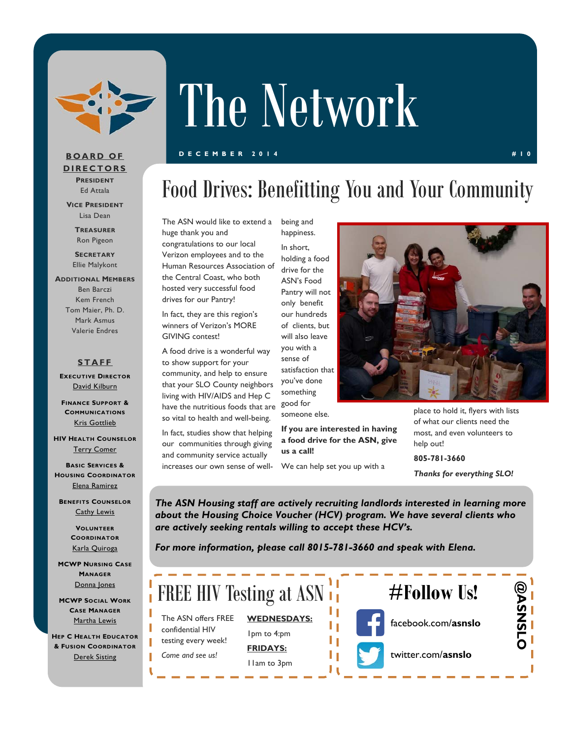# The Network

**DECEMBER 2014** **#10**

## Food Drives: Benefitting You and Your Community

The ASN would like to extend a huge thank you and congratulations to our local Verizon employees and to the Human Resources Association of the Central Coast, who both hosted very successful food drives for our Pantry!

In fact, they are this region's winners of Verizon's MORE GIVING contest!

A food drive is a wonderful way to show support for your community, and help to ensure that your SLO County neighbors living with HIV/AIDS and Hep C have the nutritious foods that are so vital to health and well-being.

In fact, studies show that helping our communities through giving and community service actually increases our own sense of well-being and happiness.

In short, holding a food drive for the ASN's Food Pantry will not only benefit our hundreds of clients, but will also leave you with a sense of satisfaction that you've done something good for someone else.

**If you are interested in having a food drive for the ASN, give us a call!**

We can help set you up with a place to hold it, flyers with lists of what our clients need the most, and even volunteers to help out!

**805-781-3660**

***Thanks for everything SLO!***

***The ASN Housing staff are actively recruiting landlords interested in learning more about the Housing Choice Voucher (HCV) program. We have several clients who are actively seeking rentals willing to accept these HCV's.***

***For more information, please call 8015-781-3660 and speak with Elena.***

## FREE HIV Testing at ASN

The ASN offers FREE confidential HIV testing every week!

*Come and see us!*

**WEDNESDAYS:**
1pm to 4:pm

**FRIDAYS:**
11am to 3pm

## #Follow Us!

facebook.com/**asnslo**

twitter.com/**asnslo**

**@ASNSLO**

---

**BOARD OF DIRECTORS**

**President**
Ed Attala

**Vice President**
Lisa Dean

**Treasurer**
Ron Pigeon

**Secretary**
Ellie Malykont

**Additional Members**
Ben Barczi
Kem French
Tom Maier, Ph. D.
Mark Asmus
Valerie Endres

**STAFF**

**Executive Director**
David Kilburn

**Finance Support & Communications**
Kris Gottlieb

**HIV Health Counselor**
Terry Comer

**Basic Services & Housing Coordinator**
Elena Ramirez

**Benefits Counselor**
Cathy Lewis

**Volunteer Coordinator**
Karla Quiroga

**MCWP Nursing Case Manager**
Donna Jones

**MCWP Social Work Case Manager**
Martha Lewis

**Hep C Health Educator & Fusion Coordinator**
Derek Sisting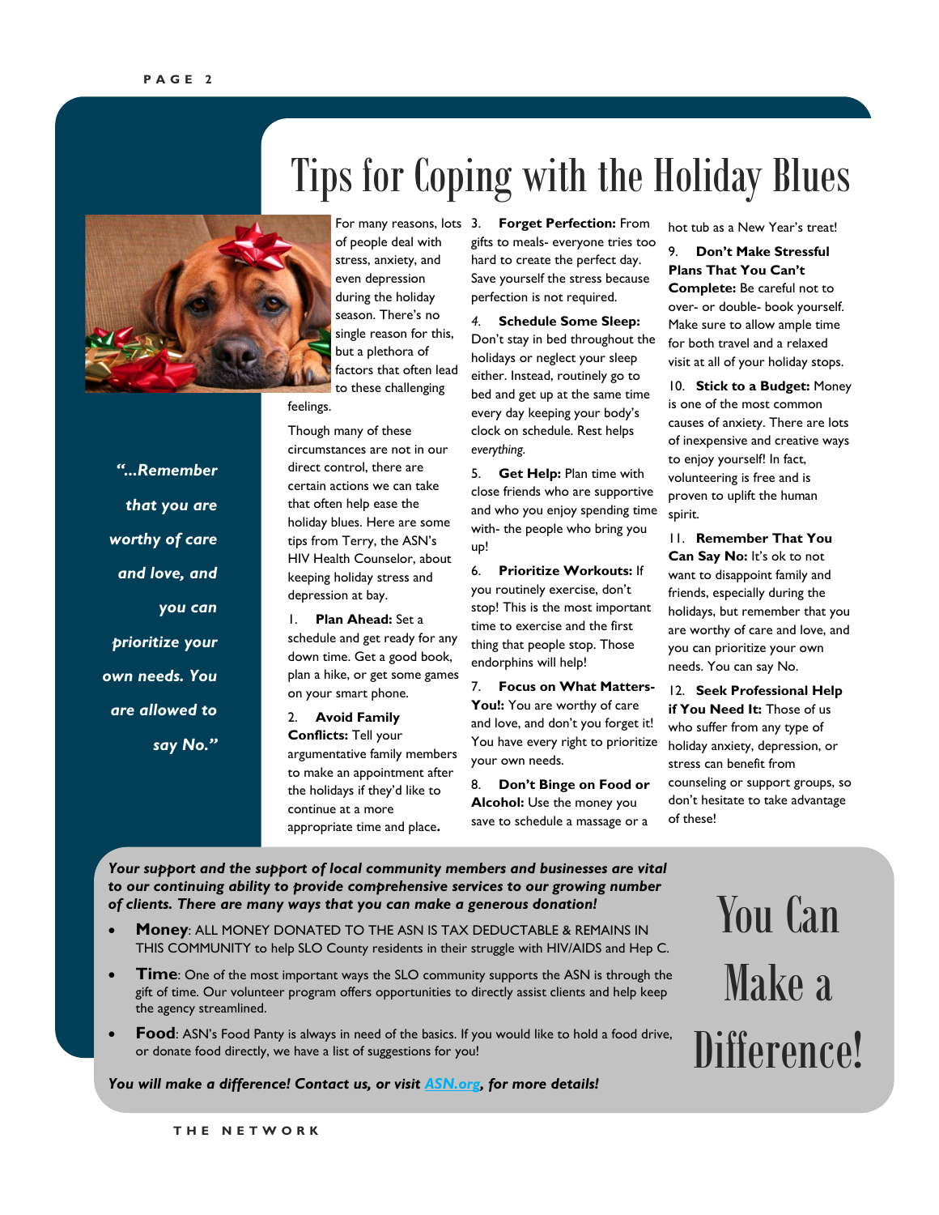# Tips for Coping with the Holiday Blues

*"...Remember that you are worthy of care and love, and you can prioritize your own needs. You are allowed to say No."*

For many reasons, lots of people deal with stress, anxiety, and even depression during the holiday season. There's no single reason for this, but a plethora of factors that often lead to these challenging feelings.

Though many of these circumstances are not in our direct control, there are certain actions we can take that often help ease the holiday blues. Here are some tips from Terry, the ASN's HIV Health Counselor, about keeping holiday stress and depression at bay.

1. **Plan Ahead:** Set a schedule and get ready for any down time. Get a good book, plan a hike, or get some games on your smart phone.

2. **Avoid Family Conflicts:** Tell your argumentative family members to make an appointment after the holidays if they'd like to continue at a more appropriate time and place**.**

3. **Forget Perfection:** From gifts to meals- everyone tries too hard to create the perfect day. Save yourself the stress because perfection is not required.

4. **Schedule Some Sleep:** Don't stay in bed throughout the holidays or neglect your sleep either. Instead, routinely go to bed and get up at the same time every day keeping your body's clock on schedule. Rest helps *everything.*

5. **Get Help:** Plan time with close friends who are supportive and who you enjoy spending time with- the people who bring you up!

6. **Prioritize Workouts:** If you routinely exercise, don't stop! This is the most important time to exercise and the first thing that people stop. Those endorphins will help!

7. **Focus on What Matters- You!:** You are worthy of care and love, and don't you forget it! You have every right to prioritize your own needs.

8. **Don't Binge on Food or Alcohol:** Use the money you save to schedule a massage or a hot tub as a New Year's treat!

9. **Don't Make Stressful Plans That You Can't Complete:** Be careful not to over- or double- book yourself. Make sure to allow ample time for both travel and a relaxed visit at all of your holiday stops.

10. **Stick to a Budget:** Money is one of the most common causes of anxiety. There are lots of inexpensive and creative ways to enjoy yourself! In fact, volunteering is free and is proven to uplift the human spirit.

11. **Remember That You Can Say No:** It's ok to not want to disappoint family and friends, especially during the holidays, but remember that you are worthy of care and love, and you can prioritize your own needs. You can say No.

12. **Seek Professional Help if You Need It:** Those of us who suffer from any type of holiday anxiety, depression, or stress can benefit from counseling or support groups, so don't hesitate to take advantage of these!

## You Can Make a Difference!

***Your support and the support of local community members and businesses are vital to our continuing ability to provide comprehensive services to our growing number of clients. There are many ways that you can make a generous donation!***

- **Money**: ALL MONEY DONATED TO THE ASN IS TAX DEDUCTABLE & REMAINS IN THIS COMMUNITY to help SLO County residents in their struggle with HIV/AIDS and Hep C.
- **Time**: One of the most important ways the SLO community supports the ASN is through the gift of time. Our volunteer program offers opportunities to directly assist clients and help keep the agency streamlined.
- **Food**: ASN's Food Panty is always in need of the basics. If you would like to hold a food drive, or donate food directly, we have a list of suggestions for you!

***You will make a difference! Contact us, or visit ASN.org, for more details!***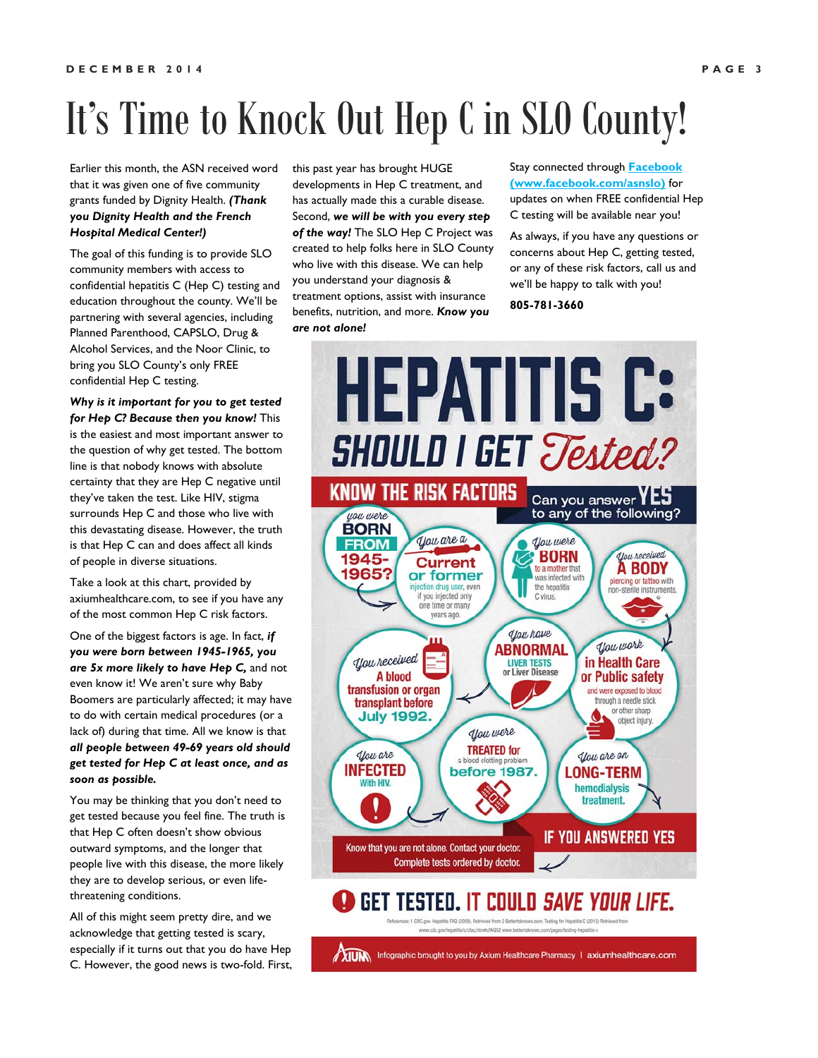# It's Time to Knock Out Hep C in SLO County!

Earlier this month, the ASN received word that it was given one of five community grants funded by Dignity Health. ***(Thank you Dignity Health and the French Hospital Medical Center!)***

The goal of this funding is to provide SLO community members with access to confidential hepatitis C (Hep C) testing and education throughout the county. We'll be partnering with several agencies, including Planned Parenthood, CAPSLO, Drug & Alcohol Services, and the Noor Clinic, to bring you SLO County's only FREE confidential Hep C testing.

***Why is it important for you to get tested for Hep C? Because then you know!*** This is the easiest and most important answer to the question of why get tested. The bottom line is that nobody knows with absolute certainty that they are Hep C negative until they've taken the test. Like HIV, stigma surrounds Hep C and those who live with this devastating disease. However, the truth is that Hep C can and does affect all kinds of people in diverse situations.

Take a look at this chart, provided by axiumhealthcare.com, to see if you have any of the most common Hep C risk factors.

One of the biggest factors is age. In fact, ***if you were born between 1945-1965, you are 5x more likely to have Hep C,*** and not even know it! We aren't sure why Baby Boomers are particularly affected; it may have to do with certain medical procedures (or a lack of) during that time. All we know is that ***all people between 49-69 years old should get tested for Hep C at least once, and as soon as possible.***

You may be thinking that you don't need to get tested because you feel fine. The truth is that Hep C often doesn't show obvious outward symptoms, and the longer that people live with this disease, the more likely they are to develop serious, or even life-threatening conditions.

All of this might seem pretty dire, and we acknowledge that getting tested is scary, especially if it turns out that you do have Hep C. However, the good news is two-fold. First, this past year has brought HUGE developments in Hep C treatment, and has actually made this a curable disease. Second, ***we will be with you every step of the way!*** The SLO Hep C Project was created to help folks here in SLO County who live with this disease. We can help you understand your diagnosis & treatment options, assist with insurance benefits, nutrition, and more. ***Know you are not alone!***

Stay connected through **Facebook (www.facebook.com/asnslo)** for updates on when FREE confidential Hep C testing will be available near you!

As always, if you have any questions or concerns about Hep C, getting tested, or any of these risk factors, call us and we'll be happy to talk with you!

**805-781-3660**

# HEPATITIS C: SHOULD I GET *Tested?*

**KNOW THE RISK FACTORS** — Can you answer **YES** to any of the following?

- *You were* **BORN FROM 1945-1965?**
- *You are a* **Current or former** injection drug user, even if you injected only one time or many years ago.
- *You were* **BORN** to a mother that was infected with the hepatitis C virus.
- *You received* **A BODY** piercing or tattoo with non-sterile instruments.
- *You work* **in Health Care or Public safety** and were exposed to blood through a needle stick or other sharp object injury.
- *You have* **ABNORMAL** LIVER TESTS or Liver Disease
- *You received* **A blood transfusion or organ transplant before July 1992.**
- *You are on* **LONG-TERM** hemodialysis treatment.
- *You were* **TREATED for** a blood clotting problem **before 1987.**
- *You are* **INFECTED** With HIV.

**IF YOU ANSWERED YES**

Know that you are not alone. Contact your doctor. Complete tests ordered by doctor.

**GET TESTED. IT COULD *SAVE YOUR LIFE.***

References: 1 CDC.gov. Hepatitis FAQ (2008). Retrieved from 2 Bettertoknowc.com. Testing for Hepatitis C (2012) Retrieved from www.cdc.gov/hepatitis/c/cfaq.htm#cFAQ52 www.bettertoknowc.com/pages/testing-hepatitis-c

Infographic brought to you by Axium Healthcare Pharmacy | axiumhealthcare.com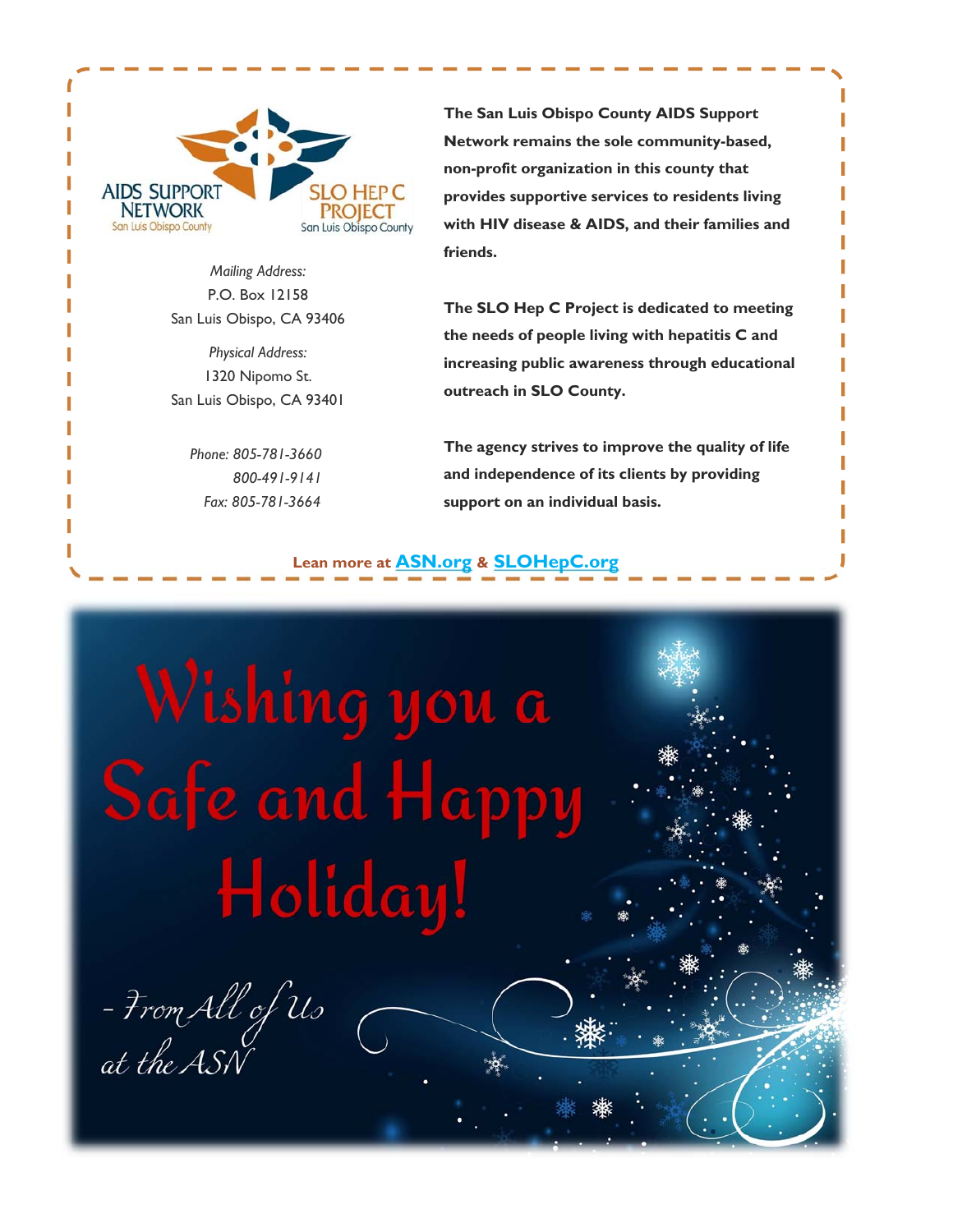AIDS SUPPORT NETWORK
San Luis Obispo County

SLO HEP C PROJECT
San Luis Obispo County

*Mailing Address:*
P.O. Box 12158
San Luis Obispo, CA 93406

*Physical Address:*
1320 Nipomo St.
San Luis Obispo, CA 93401

*Phone: 805-781-3660*
*800-491-9141*
*Fax: 805-781-3664*

**The San Luis Obispo County AIDS Support Network remains the sole community-based, non-profit organization in this county that provides supportive services to residents living with HIV disease & AIDS, and their families and friends.**

**The SLO Hep C Project is dedicated to meeting the needs of people living with hepatitis C and increasing public awareness through educational outreach in SLO County.**

**The agency strives to improve the quality of life and independence of its clients by providing support on an individual basis.**

**Lean more at ASN.org & SLOHepC.org**

# Wishing you a Safe and Happy Holiday!

*- From All of Us at the ASN*